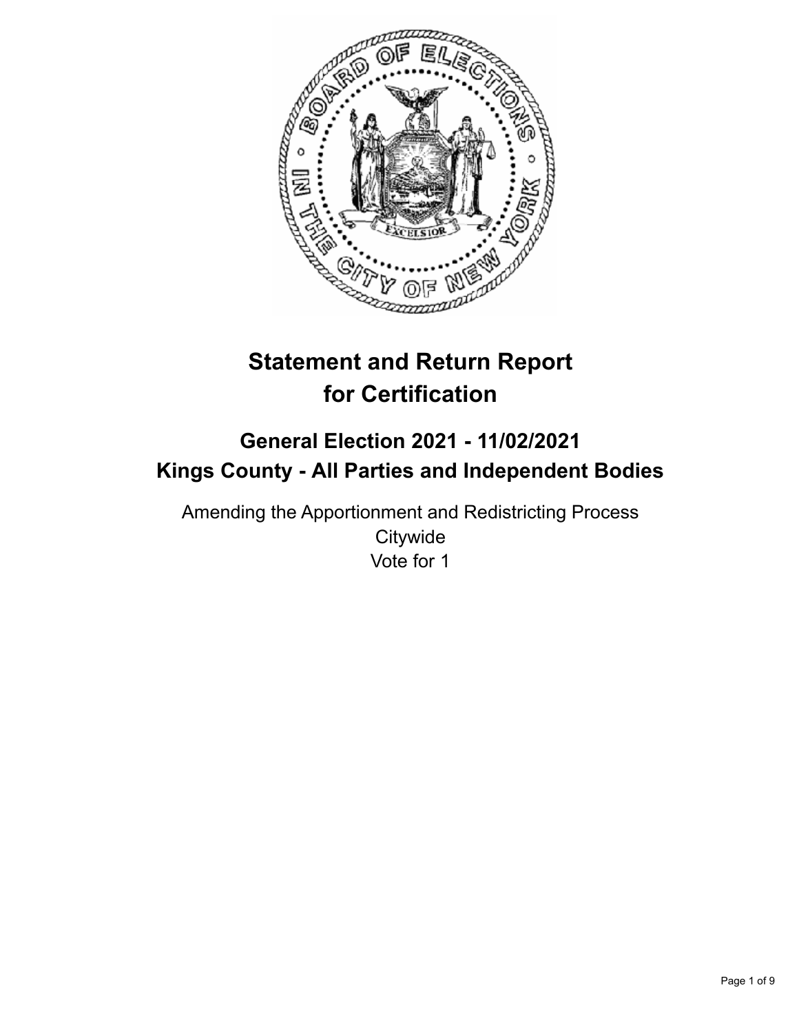# Statement and Return Report for Certification

## General Election 2021 - 11/02/2021
## Kings County - All Parties and Independent Bodies

Amending the Apportionment and Redistricting Process
Citywide
Vote for 1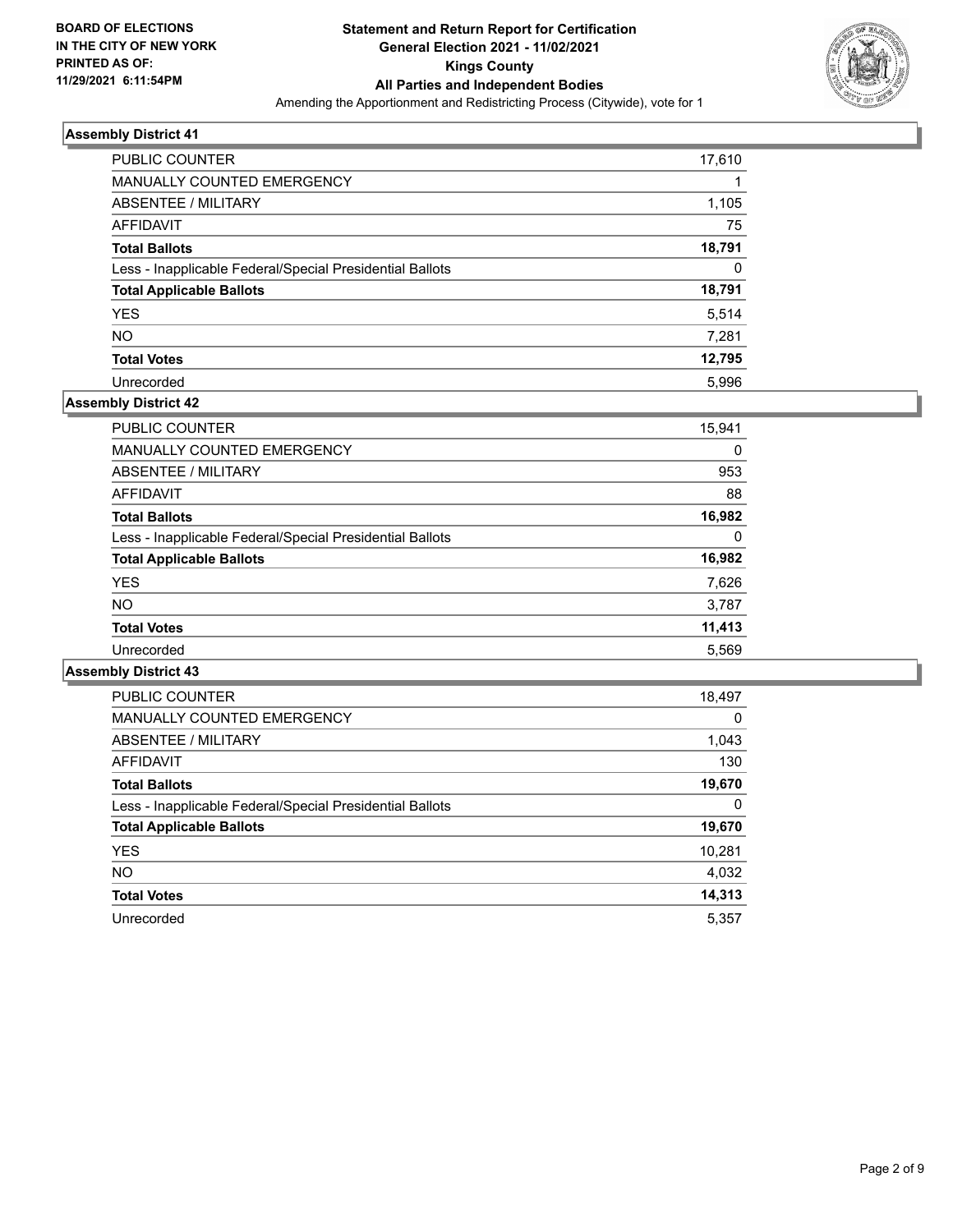**BOARD OF ELECTIONS IN THE CITY OF NEW YORK PRINTED AS OF: 11/29/2021 6:11:54PM**

# Statement and Return Report for Certification General Election 2021 - 11/02/2021 Kings County All Parties and Independent Bodies

Amending the Apportionment and Redistricting Process (Citywide), vote for 1

## Assembly District 41

| | |
|---|---|
| PUBLIC COUNTER | 17,610 |
| MANUALLY COUNTED EMERGENCY | 1 |
| ABSENTEE / MILITARY | 1,105 |
| AFFIDAVIT | 75 |
| **Total Ballots** | **18,791** |
| Less - Inapplicable Federal/Special Presidential Ballots | 0 |
| **Total Applicable Ballots** | **18,791** |
| YES | 5,514 |
| NO | 7,281 |
| **Total Votes** | **12,795** |
| Unrecorded | 5,996 |

## Assembly District 42

| | |
|---|---|
| PUBLIC COUNTER | 15,941 |
| MANUALLY COUNTED EMERGENCY | 0 |
| ABSENTEE / MILITARY | 953 |
| AFFIDAVIT | 88 |
| **Total Ballots** | **16,982** |
| Less - Inapplicable Federal/Special Presidential Ballots | 0 |
| **Total Applicable Ballots** | **16,982** |
| YES | 7,626 |
| NO | 3,787 |
| **Total Votes** | **11,413** |
| Unrecorded | 5,569 |

## Assembly District 43

| | |
|---|---|
| PUBLIC COUNTER | 18,497 |
| MANUALLY COUNTED EMERGENCY | 0 |
| ABSENTEE / MILITARY | 1,043 |
| AFFIDAVIT | 130 |
| **Total Ballots** | **19,670** |
| Less - Inapplicable Federal/Special Presidential Ballots | 0 |
| **Total Applicable Ballots** | **19,670** |
| YES | 10,281 |
| NO | 4,032 |
| **Total Votes** | **14,313** |
| Unrecorded | 5,357 |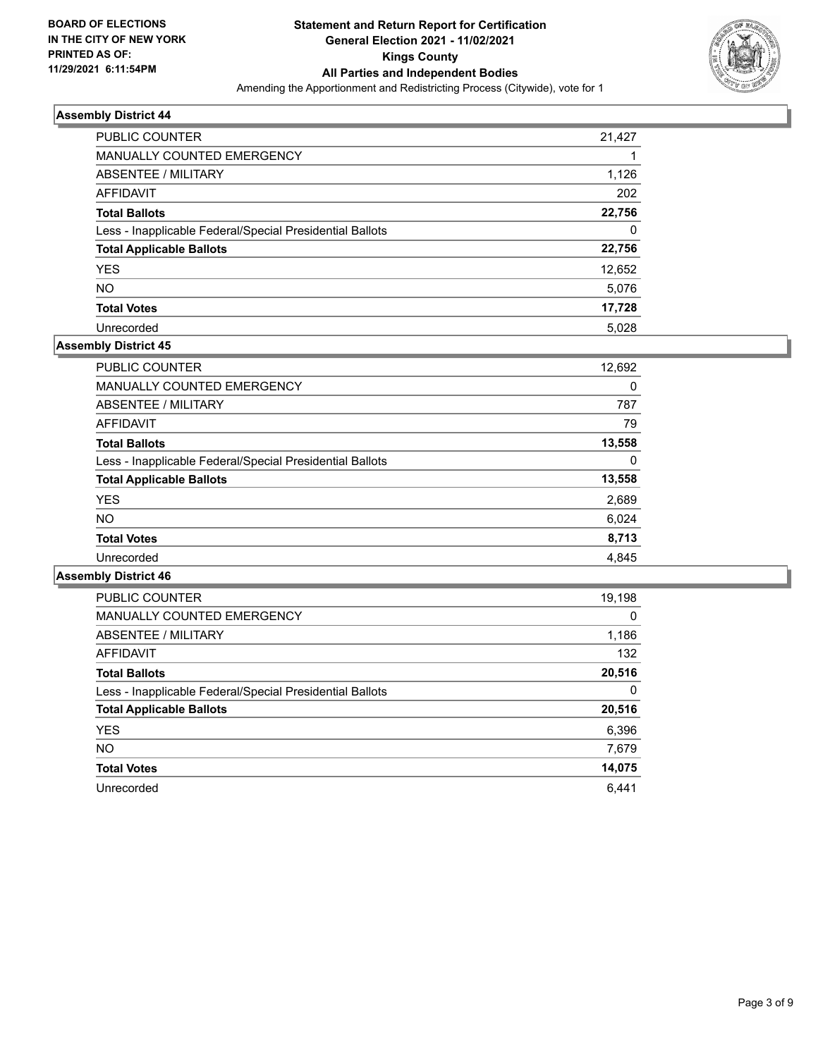**BOARD OF ELECTIONS IN THE CITY OF NEW YORK**
**PRINTED AS OF: 11/29/2021 6:11:54PM**

**Statement and Return Report for Certification**
**General Election 2021 - 11/02/2021**
**Kings County**
**All Parties and Independent Bodies**
Amending the Apportionment and Redistricting Process (Citywide), vote for 1

### Assembly District 44

| | |
|---|---|
| PUBLIC COUNTER | 21,427 |
| MANUALLY COUNTED EMERGENCY | 1 |
| ABSENTEE / MILITARY | 1,126 |
| AFFIDAVIT | 202 |
| **Total Ballots** | **22,756** |
| Less - Inapplicable Federal/Special Presidential Ballots | 0 |
| **Total Applicable Ballots** | **22,756** |
| YES | 12,652 |
| NO | 5,076 |
| **Total Votes** | **17,728** |
| Unrecorded | 5,028 |

### Assembly District 45

| | |
|---|---|
| PUBLIC COUNTER | 12,692 |
| MANUALLY COUNTED EMERGENCY | 0 |
| ABSENTEE / MILITARY | 787 |
| AFFIDAVIT | 79 |
| **Total Ballots** | **13,558** |
| Less - Inapplicable Federal/Special Presidential Ballots | 0 |
| **Total Applicable Ballots** | **13,558** |
| YES | 2,689 |
| NO | 6,024 |
| **Total Votes** | **8,713** |
| Unrecorded | 4,845 |

### Assembly District 46

| | |
|---|---|
| PUBLIC COUNTER | 19,198 |
| MANUALLY COUNTED EMERGENCY | 0 |
| ABSENTEE / MILITARY | 1,186 |
| AFFIDAVIT | 132 |
| **Total Ballots** | **20,516** |
| Less - Inapplicable Federal/Special Presidential Ballots | 0 |
| **Total Applicable Ballots** | **20,516** |
| YES | 6,396 |
| NO | 7,679 |
| **Total Votes** | **14,075** |
| Unrecorded | 6,441 |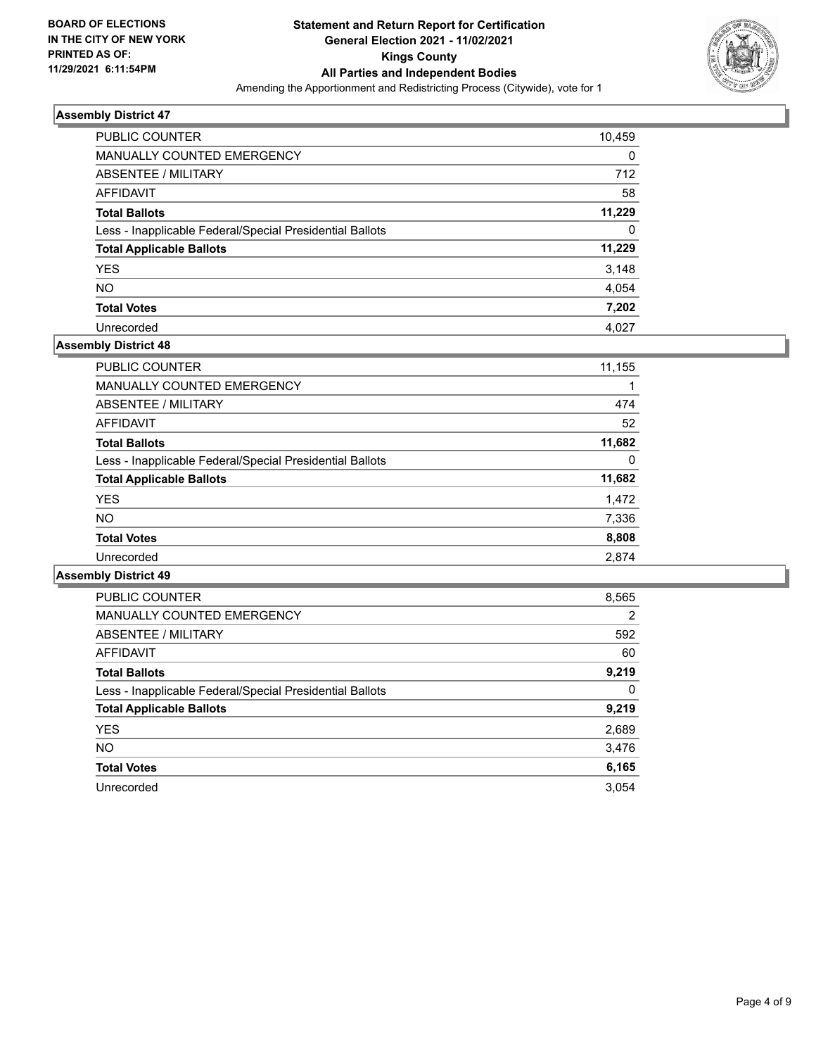BOARD OF ELECTIONS
IN THE CITY OF NEW YORK
PRINTED AS OF:
11/29/2021 6:11:54PM

# Statement and Return Report for Certification
## General Election 2021 - 11/02/2021
## Kings County
## All Parties and Independent Bodies

Amending the Apportionment and Redistricting Process (Citywide), vote for 1

### Assembly District 47

| | |
|---|---|
| PUBLIC COUNTER | 10,459 |
| MANUALLY COUNTED EMERGENCY | 0 |
| ABSENTEE / MILITARY | 712 |
| AFFIDAVIT | 58 |
| **Total Ballots** | **11,229** |
| Less - Inapplicable Federal/Special Presidential Ballots | 0 |
| **Total Applicable Ballots** | **11,229** |
| YES | 3,148 |
| NO | 4,054 |
| **Total Votes** | **7,202** |
| Unrecorded | 4,027 |

### Assembly District 48

| | |
|---|---|
| PUBLIC COUNTER | 11,155 |
| MANUALLY COUNTED EMERGENCY | 1 |
| ABSENTEE / MILITARY | 474 |
| AFFIDAVIT | 52 |
| **Total Ballots** | **11,682** |
| Less - Inapplicable Federal/Special Presidential Ballots | 0 |
| **Total Applicable Ballots** | **11,682** |
| YES | 1,472 |
| NO | 7,336 |
| **Total Votes** | **8,808** |
| Unrecorded | 2,874 |

### Assembly District 49

| | |
|---|---|
| PUBLIC COUNTER | 8,565 |
| MANUALLY COUNTED EMERGENCY | 2 |
| ABSENTEE / MILITARY | 592 |
| AFFIDAVIT | 60 |
| **Total Ballots** | **9,219** |
| Less - Inapplicable Federal/Special Presidential Ballots | 0 |
| **Total Applicable Ballots** | **9,219** |
| YES | 2,689 |
| NO | 3,476 |
| **Total Votes** | **6,165** |
| Unrecorded | 3,054 |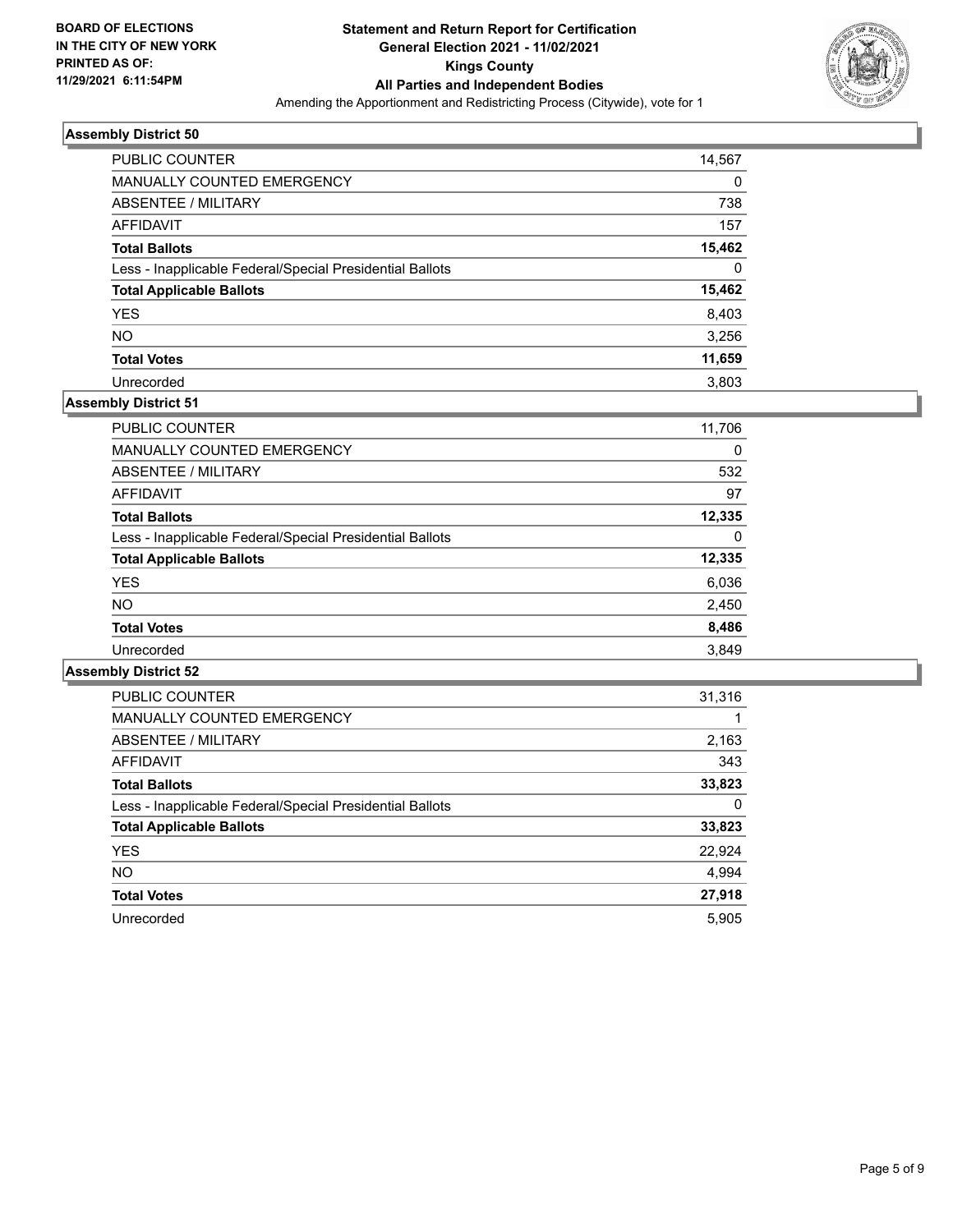**BOARD OF ELECTIONS IN THE CITY OF NEW YORK PRINTED AS OF: 11/29/2021 6:11:54PM**

# Statement and Return Report for Certification General Election 2021 - 11/02/2021 Kings County All Parties and Independent Bodies

Amending the Apportionment and Redistricting Process (Citywide), vote for 1

## Assembly District 50

| | |
|---|---|
| PUBLIC COUNTER | 14,567 |
| MANUALLY COUNTED EMERGENCY | 0 |
| ABSENTEE / MILITARY | 738 |
| AFFIDAVIT | 157 |
| **Total Ballots** | **15,462** |
| Less - Inapplicable Federal/Special Presidential Ballots | 0 |
| **Total Applicable Ballots** | **15,462** |
| YES | 8,403 |
| NO | 3,256 |
| **Total Votes** | **11,659** |
| Unrecorded | 3,803 |

## Assembly District 51

| | |
|---|---|
| PUBLIC COUNTER | 11,706 |
| MANUALLY COUNTED EMERGENCY | 0 |
| ABSENTEE / MILITARY | 532 |
| AFFIDAVIT | 97 |
| **Total Ballots** | **12,335** |
| Less - Inapplicable Federal/Special Presidential Ballots | 0 |
| **Total Applicable Ballots** | **12,335** |
| YES | 6,036 |
| NO | 2,450 |
| **Total Votes** | **8,486** |
| Unrecorded | 3,849 |

## Assembly District 52

| | |
|---|---|
| PUBLIC COUNTER | 31,316 |
| MANUALLY COUNTED EMERGENCY | 1 |
| ABSENTEE / MILITARY | 2,163 |
| AFFIDAVIT | 343 |
| **Total Ballots** | **33,823** |
| Less - Inapplicable Federal/Special Presidential Ballots | 0 |
| **Total Applicable Ballots** | **33,823** |
| YES | 22,924 |
| NO | 4,994 |
| **Total Votes** | **27,918** |
| Unrecorded | 5,905 |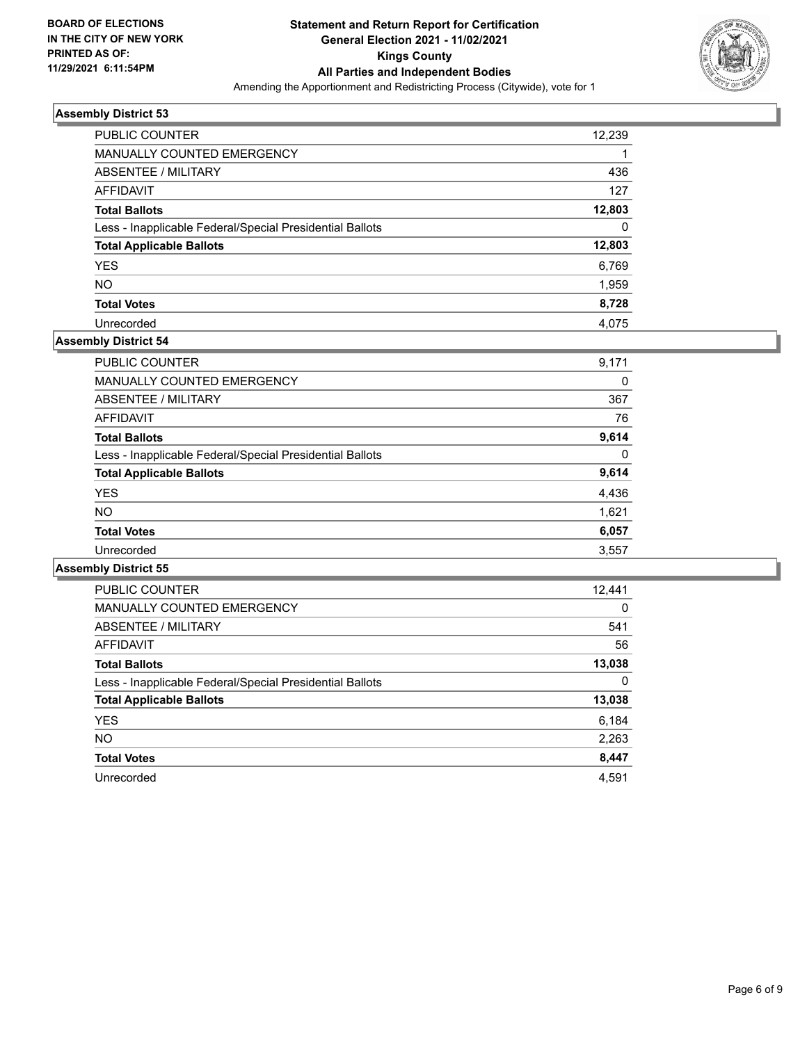**BOARD OF ELECTIONS IN THE CITY OF NEW YORK PRINTED AS OF: 11/29/2021 6:11:54PM**

**Statement and Return Report for Certification General Election 2021 - 11/02/2021 Kings County All Parties and Independent Bodies**

Amending the Apportionment and Redistricting Process (Citywide), vote for 1

### Assembly District 53

| | |
|---|---|
| PUBLIC COUNTER | 12,239 |
| MANUALLY COUNTED EMERGENCY | 1 |
| ABSENTEE / MILITARY | 436 |
| AFFIDAVIT | 127 |
| **Total Ballots** | **12,803** |
| Less - Inapplicable Federal/Special Presidential Ballots | 0 |
| **Total Applicable Ballots** | **12,803** |
| YES | 6,769 |
| NO | 1,959 |
| **Total Votes** | **8,728** |
| Unrecorded | 4,075 |

### Assembly District 54

| | |
|---|---|
| PUBLIC COUNTER | 9,171 |
| MANUALLY COUNTED EMERGENCY | 0 |
| ABSENTEE / MILITARY | 367 |
| AFFIDAVIT | 76 |
| **Total Ballots** | **9,614** |
| Less - Inapplicable Federal/Special Presidential Ballots | 0 |
| **Total Applicable Ballots** | **9,614** |
| YES | 4,436 |
| NO | 1,621 |
| **Total Votes** | **6,057** |
| Unrecorded | 3,557 |

### Assembly District 55

| | |
|---|---|
| PUBLIC COUNTER | 12,441 |
| MANUALLY COUNTED EMERGENCY | 0 |
| ABSENTEE / MILITARY | 541 |
| AFFIDAVIT | 56 |
| **Total Ballots** | **13,038** |
| Less - Inapplicable Federal/Special Presidential Ballots | 0 |
| **Total Applicable Ballots** | **13,038** |
| YES | 6,184 |
| NO | 2,263 |
| **Total Votes** | **8,447** |
| Unrecorded | 4,591 |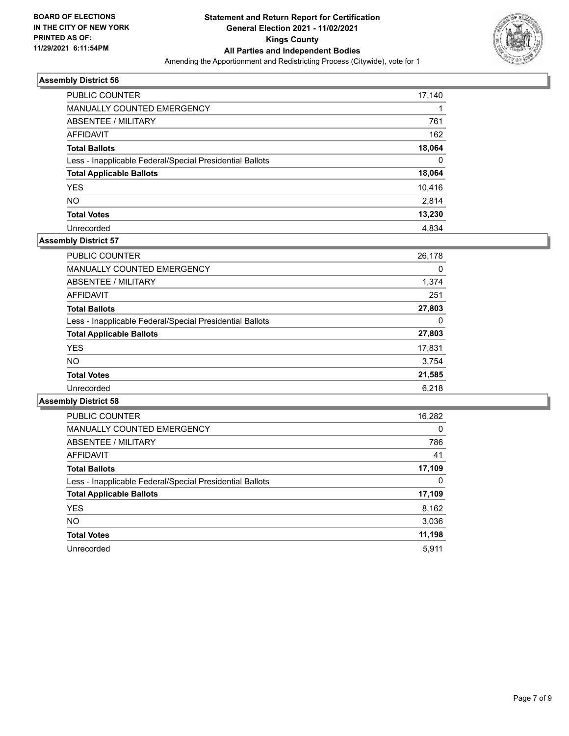**BOARD OF ELECTIONS IN THE CITY OF NEW YORK PRINTED AS OF: 11/29/2021 6:11:54PM**

# Statement and Return Report for Certification
## General Election 2021 - 11/02/2021
## Kings County
## All Parties and Independent Bodies
Amending the Apportionment and Redistricting Process (Citywide), vote for 1

### Assembly District 56

| | |
|---|---|
| PUBLIC COUNTER | 17,140 |
| MANUALLY COUNTED EMERGENCY | 1 |
| ABSENTEE / MILITARY | 761 |
| AFFIDAVIT | 162 |
| **Total Ballots** | **18,064** |
| Less - Inapplicable Federal/Special Presidential Ballots | 0 |
| **Total Applicable Ballots** | **18,064** |
| YES | 10,416 |
| NO | 2,814 |
| **Total Votes** | **13,230** |
| Unrecorded | 4,834 |

### Assembly District 57

| | |
|---|---|
| PUBLIC COUNTER | 26,178 |
| MANUALLY COUNTED EMERGENCY | 0 |
| ABSENTEE / MILITARY | 1,374 |
| AFFIDAVIT | 251 |
| **Total Ballots** | **27,803** |
| Less - Inapplicable Federal/Special Presidential Ballots | 0 |
| **Total Applicable Ballots** | **27,803** |
| YES | 17,831 |
| NO | 3,754 |
| **Total Votes** | **21,585** |
| Unrecorded | 6,218 |

### Assembly District 58

| | |
|---|---|
| PUBLIC COUNTER | 16,282 |
| MANUALLY COUNTED EMERGENCY | 0 |
| ABSENTEE / MILITARY | 786 |
| AFFIDAVIT | 41 |
| **Total Ballots** | **17,109** |
| Less - Inapplicable Federal/Special Presidential Ballots | 0 |
| **Total Applicable Ballots** | **17,109** |
| YES | 8,162 |
| NO | 3,036 |
| **Total Votes** | **11,198** |
| Unrecorded | 5,911 |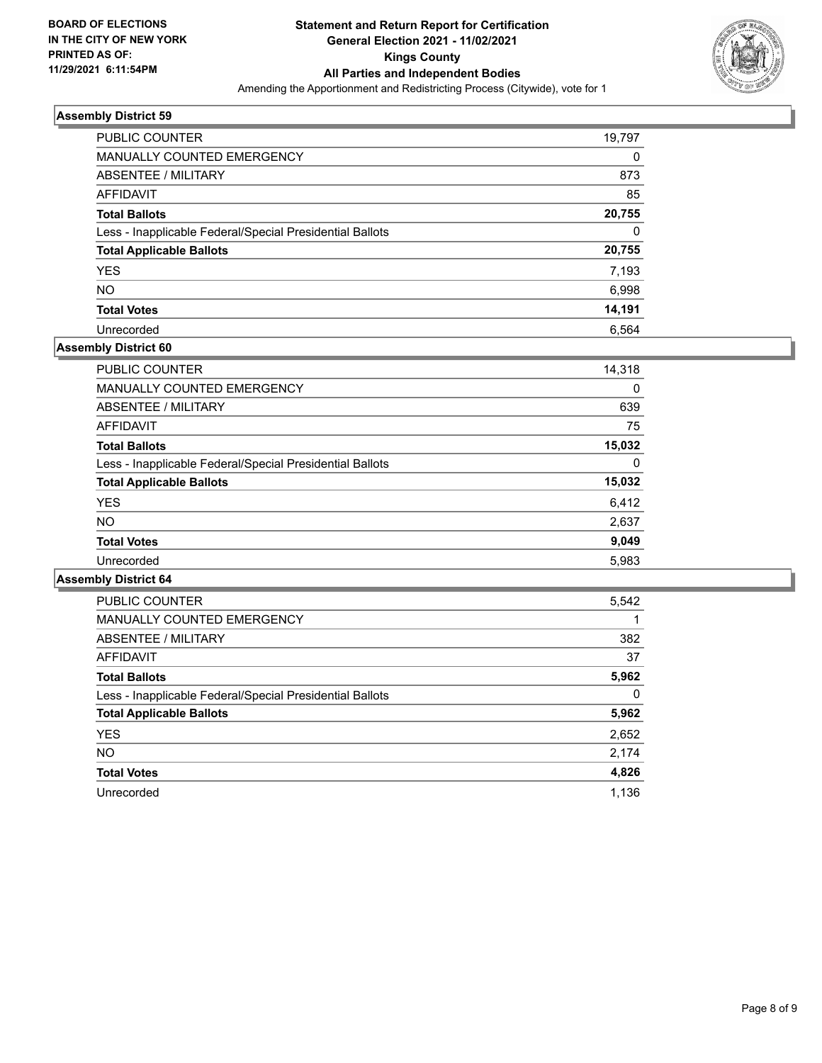BOARD OF ELECTIONS IN THE CITY OF NEW YORK PRINTED AS OF: 11/29/2021 6:11:54PM

**Statement and Return Report for Certification General Election 2021 - 11/02/2021 Kings County All Parties and Independent Bodies**

Amending the Apportionment and Redistricting Process (Citywide), vote for 1

### Assembly District 59

| | |
|---|---|
| PUBLIC COUNTER | 19,797 |
| MANUALLY COUNTED EMERGENCY | 0 |
| ABSENTEE / MILITARY | 873 |
| AFFIDAVIT | 85 |
| **Total Ballots** | **20,755** |
| Less - Inapplicable Federal/Special Presidential Ballots | 0 |
| **Total Applicable Ballots** | **20,755** |
| YES | 7,193 |
| NO | 6,998 |
| **Total Votes** | **14,191** |
| Unrecorded | 6,564 |

### Assembly District 60

| | |
|---|---|
| PUBLIC COUNTER | 14,318 |
| MANUALLY COUNTED EMERGENCY | 0 |
| ABSENTEE / MILITARY | 639 |
| AFFIDAVIT | 75 |
| **Total Ballots** | **15,032** |
| Less - Inapplicable Federal/Special Presidential Ballots | 0 |
| **Total Applicable Ballots** | **15,032** |
| YES | 6,412 |
| NO | 2,637 |
| **Total Votes** | **9,049** |
| Unrecorded | 5,983 |

### Assembly District 64

| | |
|---|---|
| PUBLIC COUNTER | 5,542 |
| MANUALLY COUNTED EMERGENCY | 1 |
| ABSENTEE / MILITARY | 382 |
| AFFIDAVIT | 37 |
| **Total Ballots** | **5,962** |
| Less - Inapplicable Federal/Special Presidential Ballots | 0 |
| **Total Applicable Ballots** | **5,962** |
| YES | 2,652 |
| NO | 2,174 |
| **Total Votes** | **4,826** |
| Unrecorded | 1,136 |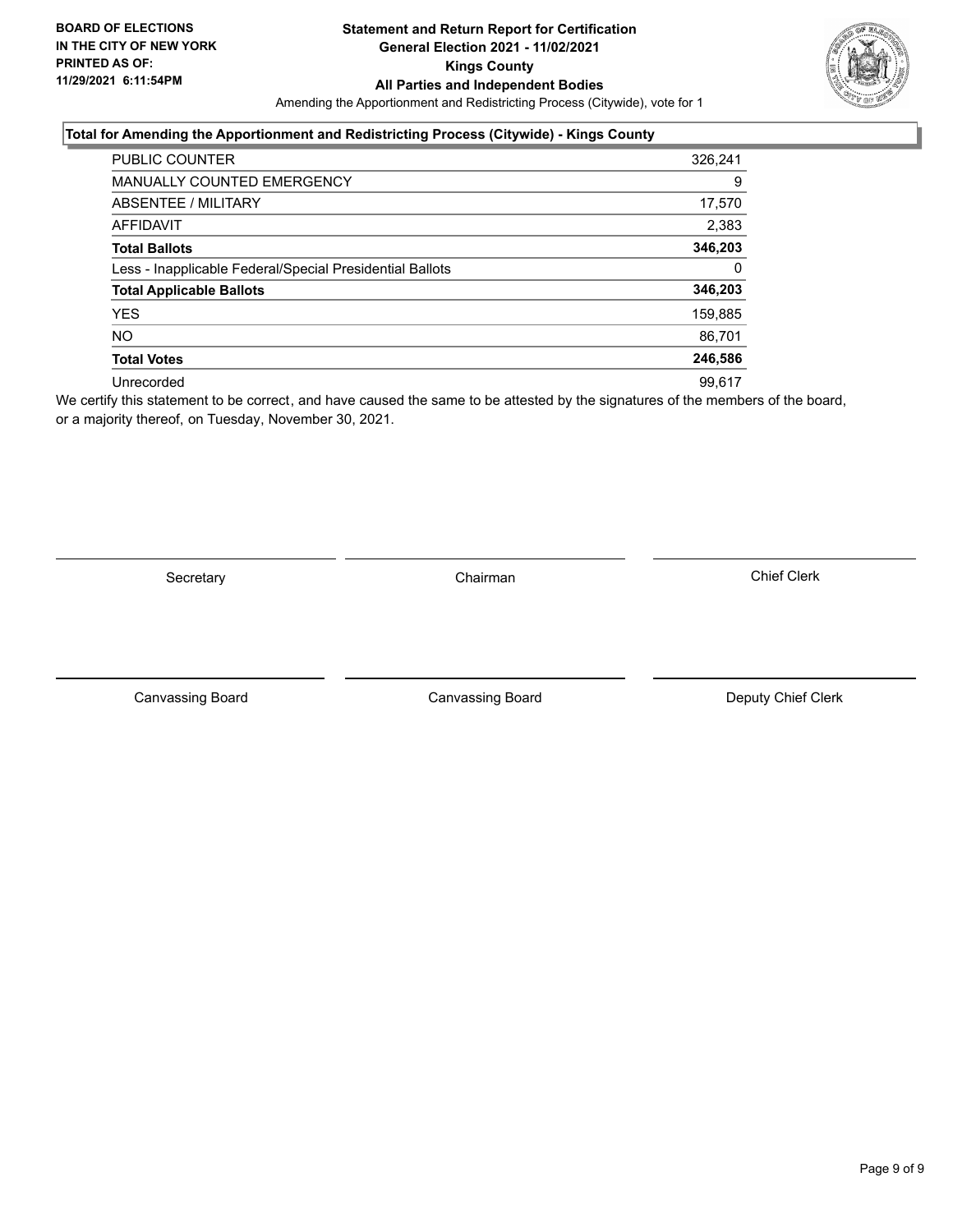**BOARD OF ELECTIONS IN THE CITY OF NEW YORK PRINTED AS OF: 11/29/2021 6:11:54PM**

**Statement and Return Report for Certification General Election 2021 - 11/02/2021 Kings County All Parties and Independent Bodies**

Amending the Apportionment and Redistricting Process (Citywide), vote for 1

### Total for Amending the Apportionment and Redistricting Process (Citywide) - Kings County

| | |
|---|---|
| PUBLIC COUNTER | 326,241 |
| MANUALLY COUNTED EMERGENCY | 9 |
| ABSENTEE / MILITARY | 17,570 |
| AFFIDAVIT | 2,383 |
| **Total Ballots** | **346,203** |
| Less - Inapplicable Federal/Special Presidential Ballots | 0 |
| **Total Applicable Ballots** | **346,203** |
| YES | 159,885 |
| NO | 86,701 |
| **Total Votes** | **246,586** |
| Unrecorded | 99,617 |

We certify this statement to be correct, and have caused the same to be attested by the signatures of the members of the board, or a majority thereof, on Tuesday, November 30, 2021.

Secretary

Chairman

Chief Clerk

Canvassing Board

Canvassing Board

Deputy Chief Clerk